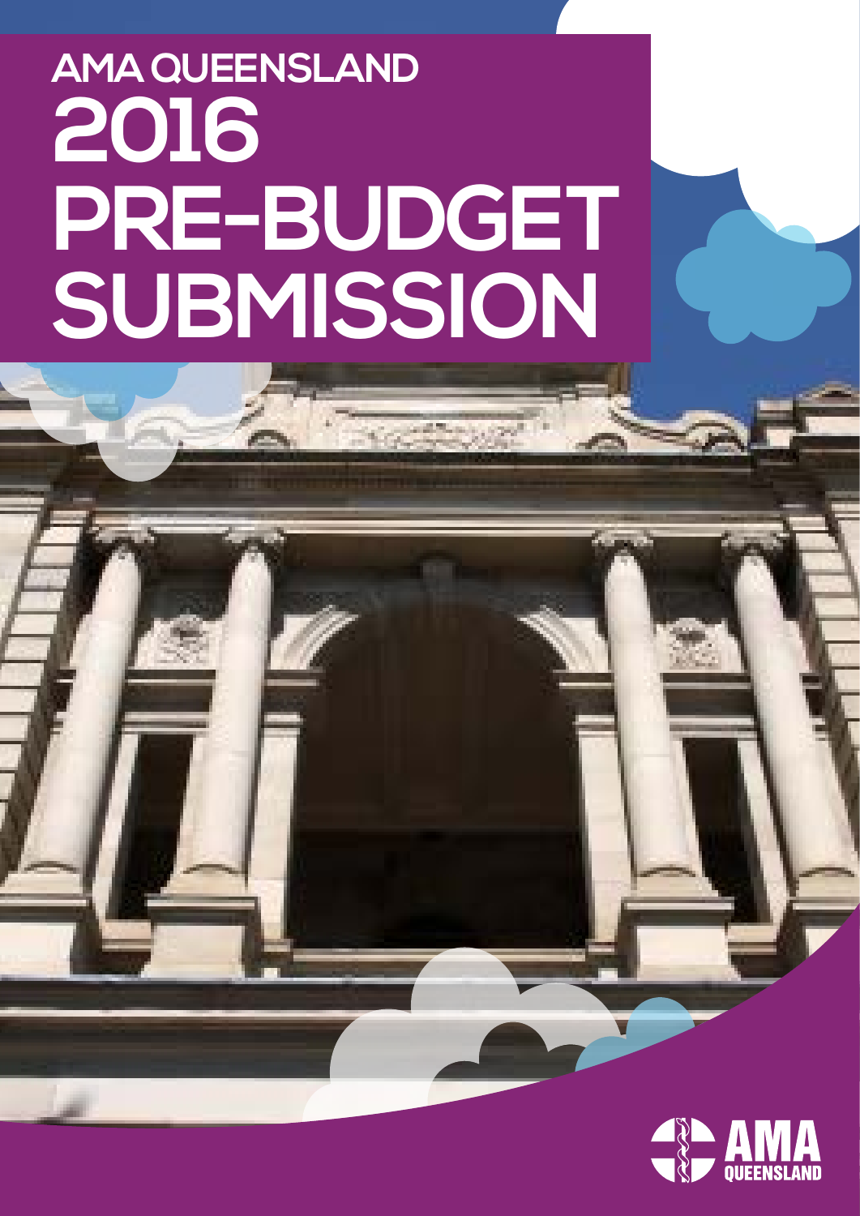# AMA QUEENSLAND 2016 PRE-BUDGET SUBMISSION

AMA QUEENSLAND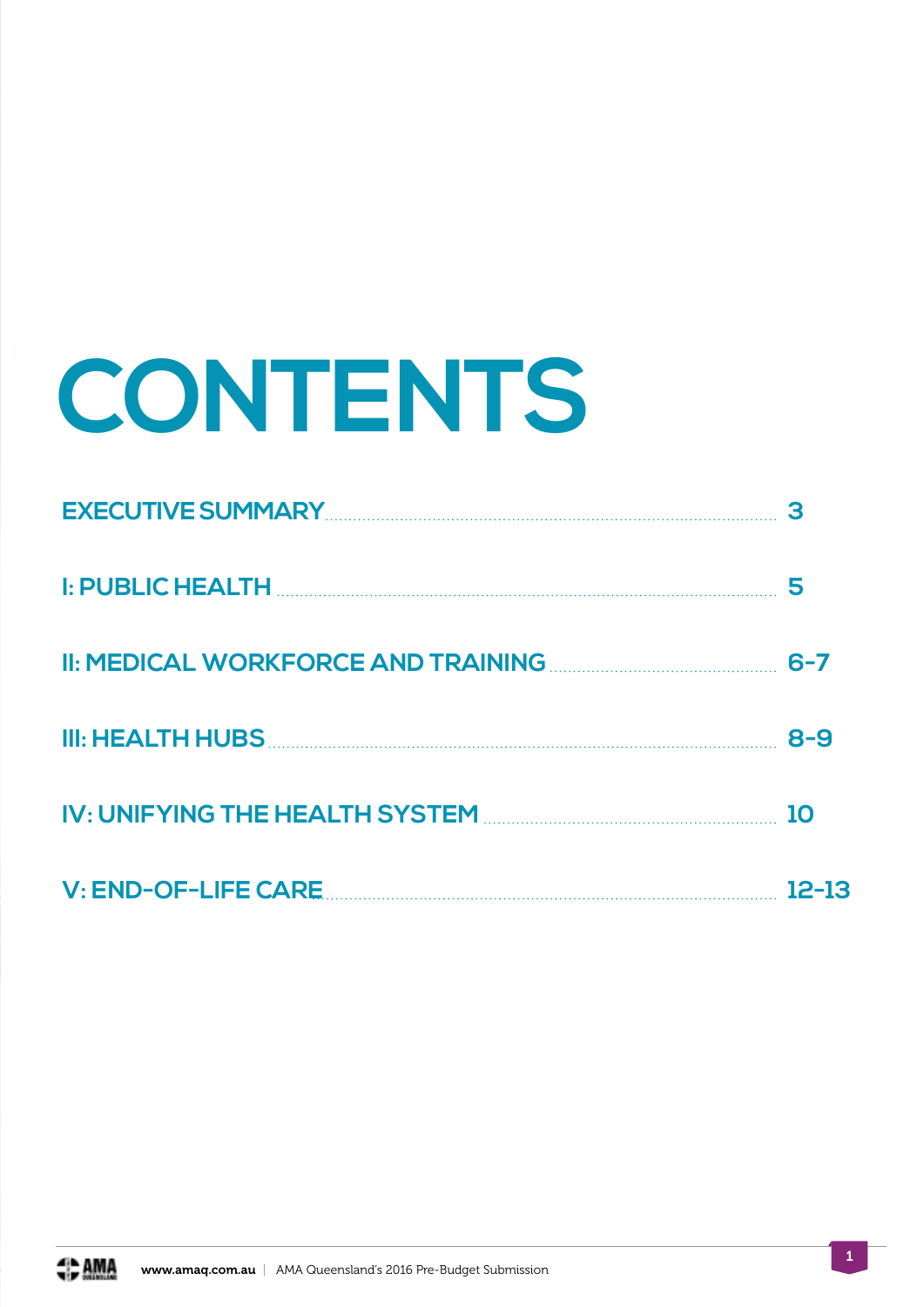# CONTENTS

| | |
|---|---|
| EXECUTIVE SUMMARY | 3 |
| I: PUBLIC HEALTH | 5 |
| II: MEDICAL WORKFORCE AND TRAINING | 6-7 |
| III: HEALTH HUBS | 8-9 |
| IV: UNIFYING THE HEALTH SYSTEM | 10 |
| V: END-OF-LIFE CARE | 12-13 |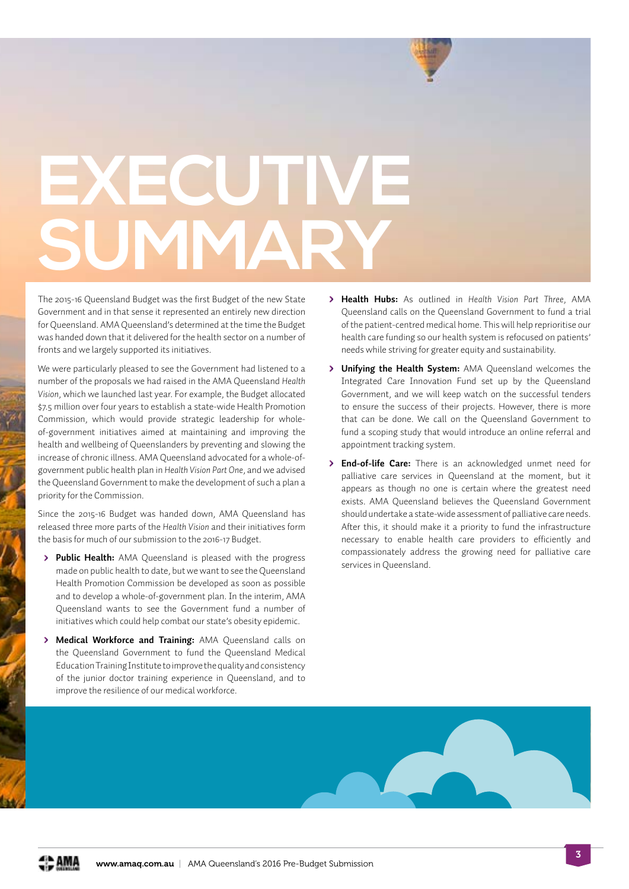# EXECUTIVE SUMMARY

The 2015-16 Queensland Budget was the first Budget of the new State Government and in that sense it represented an entirely new direction for Queensland. AMA Queensland's determined at the time the Budget was handed down that it delivered for the health sector on a number of fronts and we largely supported its initiatives.

We were particularly pleased to see the Government had listened to a number of the proposals we had raised in the AMA Queensland *Health Vision*, which we launched last year. For example, the Budget allocated $7.5 million over four years to establish a state-wide Health Promotion Commission, which would provide strategic leadership for whole-of-government initiatives aimed at maintaining and improving the health and wellbeing of Queenslanders by preventing and slowing the increase of chronic illness. AMA Queensland advocated for a whole-of-government public health plan in *Health Vision Part One*, and we advised the Queensland Government to make the development of such a plan a priority for the Commission.

Since the 2015-16 Budget was handed down, AMA Queensland has released three more parts of the *Health Vision* and their initiatives form the basis for much of our submission to the 2016-17 Budget.

- **Public Health:** AMA Queensland is pleased with the progress made on public health to date, but we want to see the Queensland Health Promotion Commission be developed as soon as possible and to develop a whole-of-government plan. In the interim, AMA Queensland wants to see the Government fund a number of initiatives which could help combat our state's obesity epidemic.
- **Medical Workforce and Training:** AMA Queensland calls on the Queensland Government to fund the Queensland Medical Education Training Institute to improve the quality and consistency of the junior doctor training experience in Queensland, and to improve the resilience of our medical workforce.
- **Health Hubs:** As outlined in *Health Vision Part Three*, AMA Queensland calls on the Queensland Government to fund a trial of the patient-centred medical home. This will help reprioritise our health care funding so our health system is refocused on patients' needs while striving for greater equity and sustainability.
- **Unifying the Health System:** AMA Queensland welcomes the Integrated Care Innovation Fund set up by the Queensland Government, and we will keep watch on the successful tenders to ensure the success of their projects. However, there is more that can be done. We call on the Queensland Government to fund a scoping study that would introduce an online referral and appointment tracking system.
- **End-of-life Care:** There is an acknowledged unmet need for palliative care services in Queensland at the moment, but it appears as though no one is certain where the greatest need exists. AMA Queensland believes the Queensland Government should undertake a state-wide assessment of palliative care needs. After this, it should make it a priority to fund the infrastructure necessary to enable health care providers to efficiently and compassionately address the growing need for palliative care services in Queensland.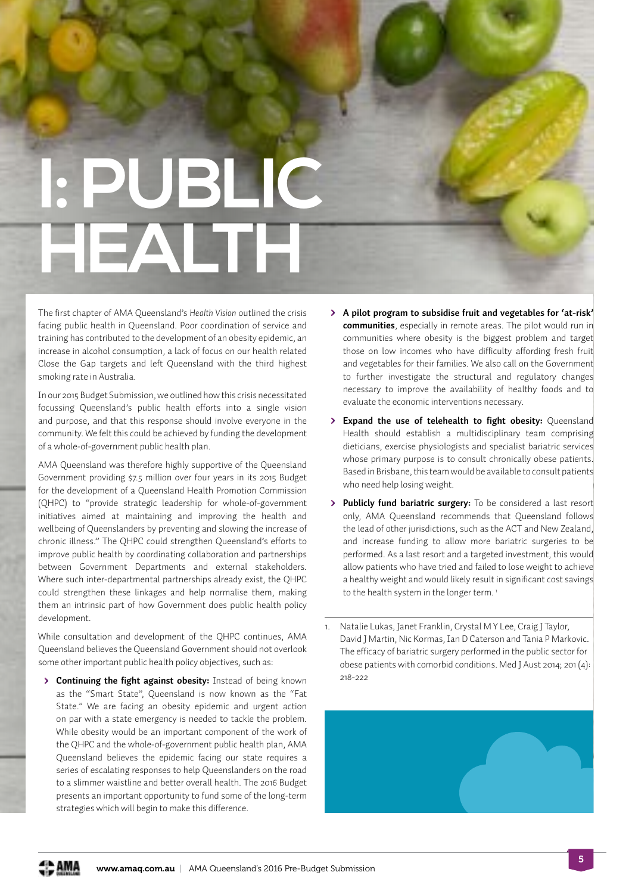# I: PUBLIC HEALTH

The first chapter of AMA Queensland's *Health Vision* outlined the crisis facing public health in Queensland. Poor coordination of service and training has contributed to the development of an obesity epidemic, an increase in alcohol consumption, a lack of focus on our health related Close the Gap targets and left Queensland with the third highest smoking rate in Australia.

In our 2015 Budget Submission, we outlined how this crisis necessitated focussing Queensland's public health efforts into a single vision and purpose, and that this response should involve everyone in the community. We felt this could be achieved by funding the development of a whole-of-government public health plan.

AMA Queensland was therefore highly supportive of the Queensland Government providing $7.5 million over four years in its 2015 Budget for the development of a Queensland Health Promotion Commission (QHPC) to "provide strategic leadership for whole-of-government initiatives aimed at maintaining and improving the health and wellbeing of Queenslanders by preventing and slowing the increase of chronic illness." The QHPC could strengthen Queensland's efforts to improve public health by coordinating collaboration and partnerships between Government Departments and external stakeholders. Where such inter-departmental partnerships already exist, the QHPC could strengthen these linkages and help normalise them, making them an intrinsic part of how Government does public health policy development.

While consultation and development of the QHPC continues, AMA Queensland believes the Queensland Government should not overlook some other important public health policy objectives, such as:

- **Continuing the fight against obesity:** Instead of being known as the "Smart State", Queensland is now known as the "Fat State." We are facing an obesity epidemic and urgent action on par with a state emergency is needed to tackle the problem. While obesity would be an important component of the work of the QHPC and the whole-of-government public health plan, AMA Queensland believes the epidemic facing our state requires a series of escalating responses to help Queenslanders on the road to a slimmer waistline and better overall health. The 2016 Budget presents an important opportunity to fund some of the long-term strategies which will begin to make this difference.
- **A pilot program to subsidise fruit and vegetables for 'at-risk' communities**, especially in remote areas. The pilot would run in communities where obesity is the biggest problem and target those on low incomes who have difficulty affording fresh fruit and vegetables for their families. We also call on the Government to further investigate the structural and regulatory changes necessary to improve the availability of healthy foods and to evaluate the economic interventions necessary.
- **Expand the use of telehealth to fight obesity:** Queensland Health should establish a multidisciplinary team comprising dieticians, exercise physiologists and specialist bariatric services whose primary purpose is to consult chronically obese patients. Based in Brisbane, this team would be available to consult patients who need help losing weight.
- **Publicly fund bariatric surgery:** To be considered a last resort only, AMA Queensland recommends that Queensland follows the lead of other jurisdictions, such as the ACT and New Zealand, and increase funding to allow more bariatric surgeries to be performed. As a last resort and a targeted investment, this would allow patients who have tried and failed to lose weight to achieve a healthy weight and would likely result in significant cost savings to the health system in the longer term. [1]

1. Natalie Lukas, Janet Franklin, Crystal M Y Lee, Craig J Taylor, David J Martin, Nic Kormas, Ian D Caterson and Tania P Markovic. The efficacy of bariatric surgery performed in the public sector for obese patients with comorbid conditions. Med J Aust 2014; 201 (4): 218-222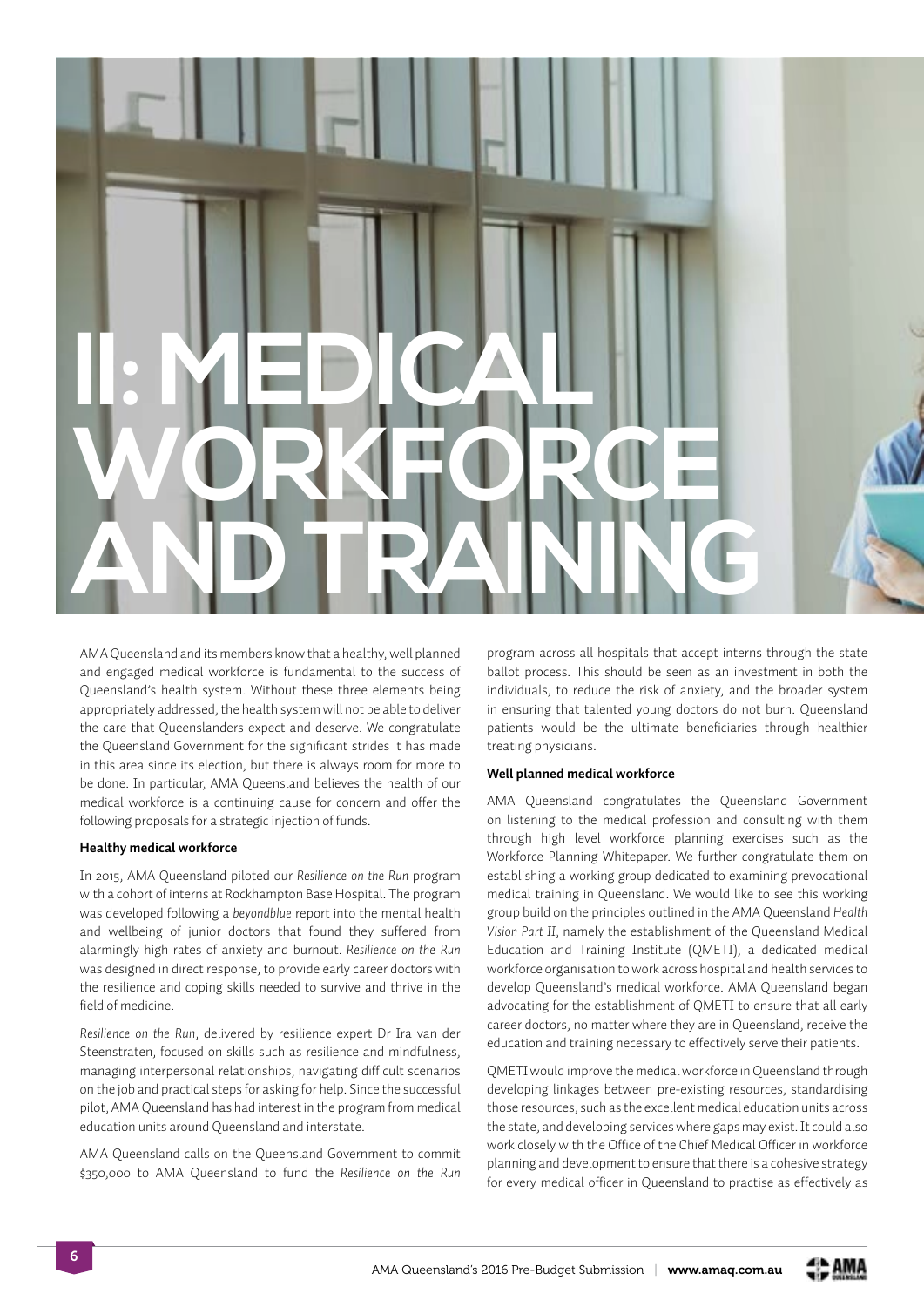# II: MEDICAL WORKFORCE AND TRAINING

AMA Queensland and its members know that a healthy, well planned and engaged medical workforce is fundamental to the success of Queensland's health system. Without these three elements being appropriately addressed, the health system will not be able to deliver the care that Queenslanders expect and deserve. We congratulate the Queensland Government for the significant strides it has made in this area since its election, but there is always room for more to be done. In particular, AMA Queensland believes the health of our medical workforce is a continuing cause for concern and offer the following proposals for a strategic injection of funds.

### Healthy medical workforce

In 2015, AMA Queensland piloted our *Resilience on the Run* program with a cohort of interns at Rockhampton Base Hospital. The program was developed following a *beyondblue* report into the mental health and wellbeing of junior doctors that found they suffered from alarmingly high rates of anxiety and burnout. *Resilience on the Run* was designed in direct response, to provide early career doctors with the resilience and coping skills needed to survive and thrive in the field of medicine.

*Resilience on the Run*, delivered by resilience expert Dr Ira van der Steenstraten, focused on skills such as resilience and mindfulness, managing interpersonal relationships, navigating difficult scenarios on the job and practical steps for asking for help. Since the successful pilot, AMA Queensland has had interest in the program from medical education units around Queensland and interstate.

AMA Queensland calls on the Queensland Government to commit $350,000 to AMA Queensland to fund the *Resilience on the Run* program across all hospitals that accept interns through the state ballot process. This should be seen as an investment in both the individuals, to reduce the risk of anxiety, and the broader system in ensuring that talented young doctors do not burn. Queensland patients would be the ultimate beneficiaries through healthier treating physicians.

### Well planned medical workforce

AMA Queensland congratulates the Queensland Government on listening to the medical profession and consulting with them through high level workforce planning exercises such as the Workforce Planning Whitepaper. We further congratulate them on establishing a working group dedicated to examining prevocational medical training in Queensland. We would like to see this working group build on the principles outlined in the AMA Queensland *Health Vision Part II*, namely the establishment of the Queensland Medical Education and Training Institute (QMETI), a dedicated medical workforce organisation to work across hospital and health services to develop Queensland's medical workforce. AMA Queensland began advocating for the establishment of QMETI to ensure that all early career doctors, no matter where they are in Queensland, receive the education and training necessary to effectively serve their patients.

QMETI would improve the medical workforce in Queensland through developing linkages between pre-existing resources, standardising those resources, such as the excellent medical education units across the state, and developing services where gaps may exist. It could also work closely with the Office of the Chief Medical Officer in workforce planning and development to ensure that there is a cohesive strategy for every medical officer in Queensland to practise as effectively as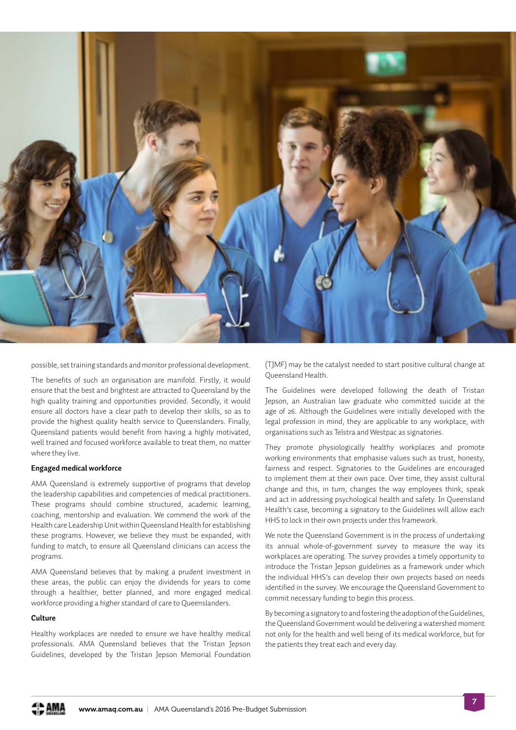possible, set training standards and monitor professional development.

The benefits of such an organisation are manifold. Firstly, it would ensure that the best and brightest are attracted to Queensland by the high quality training and opportunities provided. Secondly, it would ensure all doctors have a clear path to develop their skills, so as to provide the highest quality health service to Queenslanders. Finally, Queensland patients would benefit from having a highly motivated, well trained and focused workforce available to treat them, no matter where they live.

**Engaged medical workforce**

AMA Queensland is extremely supportive of programs that develop the leadership capabilities and competencies of medical practitioners. These programs should combine structured, academic learning, coaching, mentorship and evaluation. We commend the work of the Health care Leadership Unit within Queensland Health for establishing these programs. However, we believe they must be expanded, with funding to match, to ensure all Queensland clinicians can access the programs.

AMA Queensland believes that by making a prudent investment in these areas, the public can enjoy the dividends for years to come through a healthier, better planned, and more engaged medical workforce providing a higher standard of care to Queenslanders.

**Culture**

Healthy workplaces are needed to ensure we have healthy medical professionals. AMA Queensland believes that the Tristan Jepson Guidelines, developed by the Tristan Jepson Memorial Foundation (TJMF) may be the catalyst needed to start positive cultural change at Queensland Health.

The Guidelines were developed following the death of Tristan Jepson, an Australian law graduate who committed suicide at the age of 26. Although the Guidelines were initially developed with the legal profession in mind, they are applicable to any workplace, with organisations such as Telstra and Westpac as signatories.

They promote physiologically healthy workplaces and promote working environments that emphasise values such as trust, honesty, fairness and respect. Signatories to the Guidelines are encouraged to implement them at their own pace. Over time, they assist cultural change and this, in turn, changes the way employees think, speak and act in addressing psychological health and safety. In Queensland Health's case, becoming a signatory to the Guidelines will allow each HHS to lock in their own projects under this framework.

We note the Queensland Government is in the process of undertaking its annual whole-of-government survey to measure the way its workplaces are operating. The survey provides a timely opportunity to introduce the Tristan Jepson guidelines as a framework under which the individual HHS's can develop their own projects based on needs identified in the survey. We encourage the Queensland Government to commit necessary funding to begin this process.

By becoming a signatory to and fostering the adoption of the Guidelines, the Queensland Government would be delivering a watershed moment not only for the health and well being of its medical workforce, but for the patients they treat each and every day.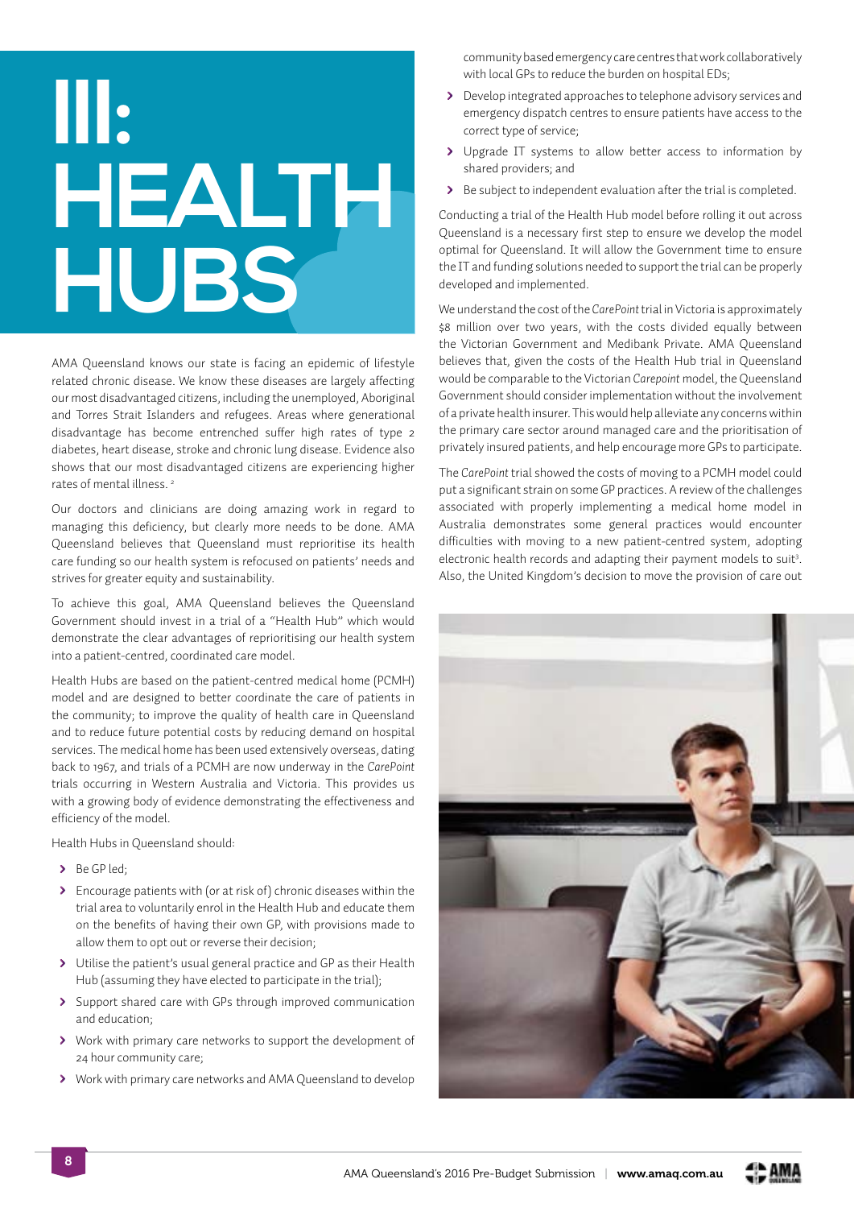# III: HEALTH HUBS

AMA Queensland knows our state is facing an epidemic of lifestyle related chronic disease. We know these diseases are largely affecting our most disadvantaged citizens, including the unemployed, Aboriginal and Torres Strait Islanders and refugees. Areas where generational disadvantage has become entrenched suffer high rates of type 2 diabetes, heart disease, stroke and chronic lung disease. Evidence also shows that our most disadvantaged citizens are experiencing higher rates of mental illness. [2]

Our doctors and clinicians are doing amazing work in regard to managing this deficiency, but clearly more needs to be done. AMA Queensland believes that Queensland must reprioritise its health care funding so our health system is refocused on patients' needs and strives for greater equity and sustainability.

To achieve this goal, AMA Queensland believes the Queensland Government should invest in a trial of a "Health Hub" which would demonstrate the clear advantages of reprioritising our health system into a patient-centred, coordinated care model.

Health Hubs are based on the patient-centred medical home (PCMH) model and are designed to better coordinate the care of patients in the community; to improve the quality of health care in Queensland and to reduce future potential costs by reducing demand on hospital services. The medical home has been used extensively overseas, dating back to 1967, and trials of a PCMH are now underway in the *CarePoint* trials occurring in Western Australia and Victoria. This provides us with a growing body of evidence demonstrating the effectiveness and efficiency of the model.

Health Hubs in Queensland should:

- Be GP led;
- Encourage patients with (or at risk of) chronic diseases within the trial area to voluntarily enrol in the Health Hub and educate them on the benefits of having their own GP, with provisions made to allow them to opt out or reverse their decision;
- Utilise the patient's usual general practice and GP as their Health Hub (assuming they have elected to participate in the trial);
- Support shared care with GPs through improved communication and education;
- Work with primary care networks to support the development of 24 hour community care;
- Work with primary care networks and AMA Queensland to develop community based emergency care centres that work collaboratively with local GPs to reduce the burden on hospital EDs;
- Develop integrated approaches to telephone advisory services and emergency dispatch centres to ensure patients have access to the correct type of service;
- Upgrade IT systems to allow better access to information by shared providers; and
- Be subject to independent evaluation after the trial is completed.

Conducting a trial of the Health Hub model before rolling it out across Queensland is a necessary first step to ensure we develop the model optimal for Queensland. It will allow the Government time to ensure the IT and funding solutions needed to support the trial can be properly developed and implemented.

We understand the cost of the *CarePoint* trial in Victoria is approximately $8 million over two years, with the costs divided equally between the Victorian Government and Medibank Private. AMA Queensland believes that, given the costs of the Health Hub trial in Queensland would be comparable to the Victorian *Carepoint* model, the Queensland Government should consider implementation without the involvement of a private health insurer. This would help alleviate any concerns within the primary care sector around managed care and the prioritisation of privately insured patients, and help encourage more GPs to participate.

The *CarePoint* trial showed the costs of moving to a PCMH model could put a significant strain on some GP practices. A review of the challenges associated with properly implementing a medical home model in Australia demonstrates some general practices would encounter difficulties with moving to a new patient-centred system, adopting electronic health records and adapting their payment models to suit[3]. Also, the United Kingdom's decision to move the provision of care out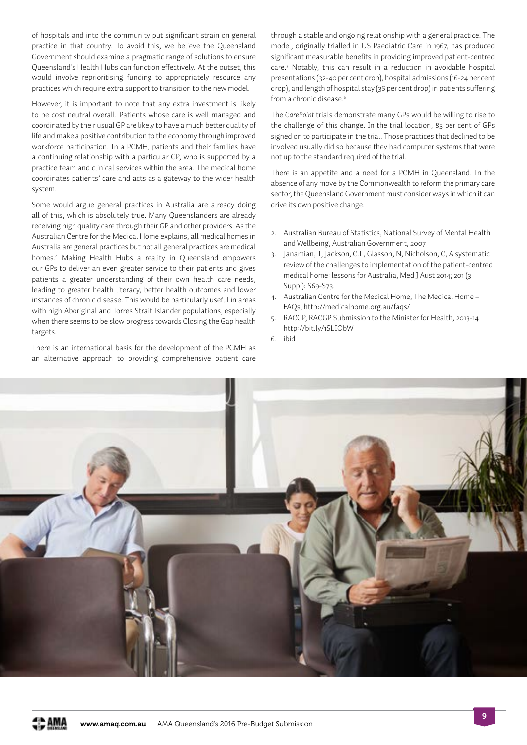of hospitals and into the community put significant strain on general practice in that country. To avoid this, we believe the Queensland Government should examine a pragmatic range of solutions to ensure Queensland's Health Hubs can function effectively. At the outset, this would involve reprioritising funding to appropriately resource any practices which require extra support to transition to the new model.

However, it is important to note that any extra investment is likely to be cost neutral overall. Patients whose care is well managed and coordinated by their usual GP are likely to have a much better quality of life and make a positive contribution to the economy through improved workforce participation. In a PCMH, patients and their families have a continuing relationship with a particular GP, who is supported by a practice team and clinical services within the area. The medical home coordinates patients' care and acts as a gateway to the wider health system.

Some would argue general practices in Australia are already doing all of this, which is absolutely true. Many Queenslanders are already receiving high quality care through their GP and other providers. As the Australian Centre for the Medical Home explains, all medical homes in Australia are general practices but not all general practices are medical homes.[4] Making Health Hubs a reality in Queensland empowers our GPs to deliver an even greater service to their patients and gives patients a greater understanding of their own health care needs, leading to greater health literacy, better health outcomes and lower instances of chronic disease. This would be particularly useful in areas with high Aboriginal and Torres Strait Islander populations, especially when there seems to be slow progress towards Closing the Gap health targets.

There is an international basis for the development of the PCMH as an alternative approach to providing comprehensive patient care through a stable and ongoing relationship with a general practice. The model, originally trialled in US Paediatric Care in 1967, has produced significant measurable benefits in providing improved patient-centred care.[5] Notably, this can result in a reduction in avoidable hospital presentations (32-40 per cent drop), hospital admissions (16-24 per cent drop), and length of hospital stay (36 per cent drop) in patients suffering from a chronic disease.[6]

The *CarePoint* trials demonstrate many GPs would be willing to rise to the challenge of this change. In the trial location, 85 per cent of GPs signed on to participate in the trial. Those practices that declined to be involved usually did so because they had computer systems that were not up to the standard required of the trial.

There is an appetite and a need for a PCMH in Queensland. In the absence of any move by the Commonwealth to reform the primary care sector, the Queensland Government must consider ways in which it can drive its own positive change.

---

2. Australian Bureau of Statistics, National Survey of Mental Health and Wellbeing, Australian Government, 2007
3. Janamian, T, Jackson, C.L, Glasson, N, Nicholson, C, A systematic review of the challenges to implementation of the patient-centred medical home: lessons for Australia, Med J Aust 2014; 201 (3 Suppl): S69-S73.
4. Australian Centre for the Medical Home, The Medical Home – FAQs, http://medicalhome.org.au/faqs/
5. RACGP, RACGP Submission to the Minister for Health, 2013-14 http://bit.ly/1SLIObW
6. ibid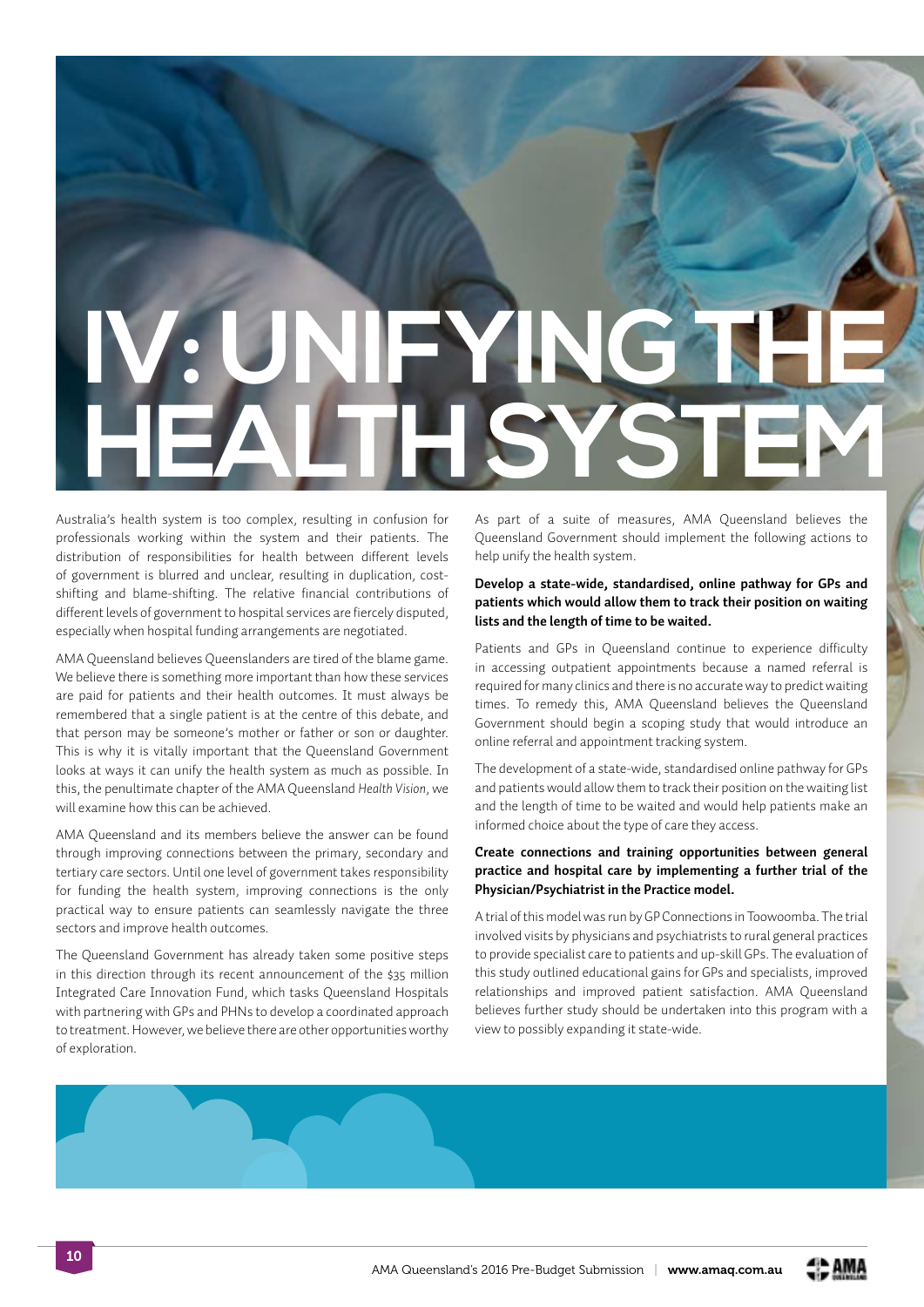# IV: UNIFYING THE HEALTH SYSTEM

Australia's health system is too complex, resulting in confusion for professionals working within the system and their patients. The distribution of responsibilities for health between different levels of government is blurred and unclear, resulting in duplication, cost-shifting and blame-shifting. The relative financial contributions of different levels of government to hospital services are fiercely disputed, especially when hospital funding arrangements are negotiated.

AMA Queensland believes Queenslanders are tired of the blame game. We believe there is something more important than how these services are paid for patients and their health outcomes. It must always be remembered that a single patient is at the centre of this debate, and that person may be someone's mother or father or son or daughter. This is why it is vitally important that the Queensland Government looks at ways it can unify the health system as much as possible. In this, the penultimate chapter of the AMA Queensland *Health Vision*, we will examine how this can be achieved.

AMA Queensland and its members believe the answer can be found through improving connections between the primary, secondary and tertiary care sectors. Until one level of government takes responsibility for funding the health system, improving connections is the only practical way to ensure patients can seamlessly navigate the three sectors and improve health outcomes.

The Queensland Government has already taken some positive steps in this direction through its recent announcement of the $35 million Integrated Care Innovation Fund, which tasks Queensland Hospitals with partnering with GPs and PHNs to develop a coordinated approach to treatment. However, we believe there are other opportunities worthy of exploration.

As part of a suite of measures, AMA Queensland believes the Queensland Government should implement the following actions to help unify the health system.

**Develop a state-wide, standardised, online pathway for GPs and patients which would allow them to track their position on waiting lists and the length of time to be waited.**

Patients and GPs in Queensland continue to experience difficulty in accessing outpatient appointments because a named referral is required for many clinics and there is no accurate way to predict waiting times. To remedy this, AMA Queensland believes the Queensland Government should begin a scoping study that would introduce an online referral and appointment tracking system.

The development of a state-wide, standardised online pathway for GPs and patients would allow them to track their position on the waiting list and the length of time to be waited and would help patients make an informed choice about the type of care they access.

**Create connections and training opportunities between general practice and hospital care by implementing a further trial of the Physician/Psychiatrist in the Practice model.**

A trial of this model was run by GP Connections in Toowoomba. The trial involved visits by physicians and psychiatrists to rural general practices to provide specialist care to patients and up-skill GPs. The evaluation of this study outlined educational gains for GPs and specialists, improved relationships and improved patient satisfaction. AMA Queensland believes further study should be undertaken into this program with a view to possibly expanding it state-wide.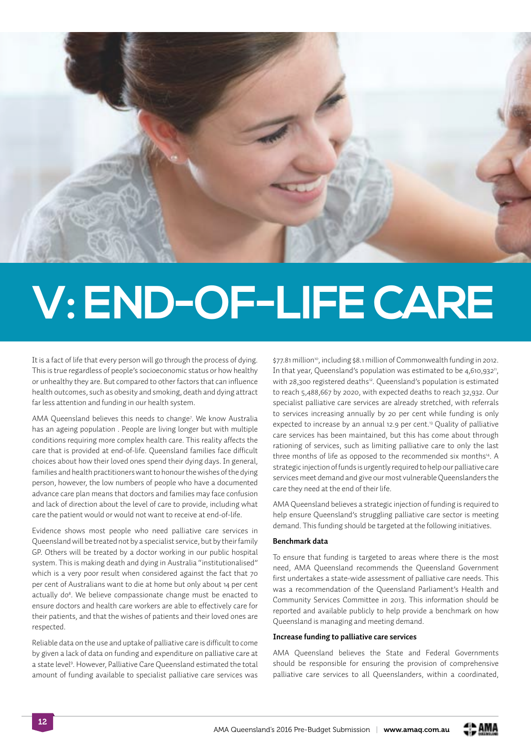# V: END-OF-LIFE CARE

It is a fact of life that every person will go through the process of dying. This is true regardless of people's socioeconomic status or how healthy or unhealthy they are. But compared to other factors that can influence health outcomes, such as obesity and smoking, death and dying attract far less attention and funding in our health system.

AMA Queensland believes this needs to change[7]. We know Australia has an ageing population . People are living longer but with multiple conditions requiring more complex health care. This reality affects the care that is provided at end-of-life. Queensland families face difficult choices about how their loved ones spend their dying days. In general, families and health practitioners want to honour the wishes of the dying person, however, the low numbers of people who have a documented advance care plan means that doctors and families may face confusion and lack of direction about the level of care to provide, including what care the patient would or would not want to receive at end-of-life.

Evidence shows most people who need palliative care services in Queensland will be treated not by a specialist service, but by their family GP. Others will be treated by a doctor working in our public hospital system. This is making death and dying in Australia "institutionalised" which is a very poor result when considered against the fact that 70 per cent of Australians want to die at home but only about 14 per cent actually do[8]. We believe compassionate change must be enacted to ensure doctors and health care workers are able to effectively care for their patients, and that the wishes of patients and their loved ones are respected.

Reliable data on the use and uptake of palliative care is difficult to come by given a lack of data on funding and expenditure on palliative care at a state level[9]. However, Palliative Care Queensland estimated the total amount of funding available to specialist palliative care services was $77.81 million[10], including $8.1 million of Commonwealth funding in 2012. In that year, Queensland's population was estimated to be 4,610,932[11], with 28,300 registered deaths[12]. Queensland's population is estimated to reach 5,488,667 by 2020, with expected deaths to reach 32,932. Our specialist palliative care services are already stretched, with referrals to services increasing annually by 20 per cent while funding is only expected to increase by an annual 12.9 per cent.[13] Quality of palliative care services has been maintained, but this has come about through rationing of services, such as limiting palliative care to only the last three months of life as opposed to the recommended six months[14]. A strategic injection of funds is urgently required to help our palliative care services meet demand and give our most vulnerable Queenslanders the care they need at the end of their life.

AMA Queensland believes a strategic injection of funding is required to help ensure Queensland's struggling palliative care sector is meeting demand. This funding should be targeted at the following initiatives.

**Benchmark data**

To ensure that funding is targeted to areas where there is the most need, AMA Queensland recommends the Queensland Government first undertakes a state-wide assessment of palliative care needs. This was a recommendation of the Queensland Parliament's Health and Community Services Committee in 2013. This information should be reported and available publicly to help provide a benchmark on how Queensland is managing and meeting demand.

**Increase funding to palliative care services**

AMA Queensland believes the State and Federal Governments should be responsible for ensuring the provision of comprehensive palliative care services to all Queenslanders, within a coordinated,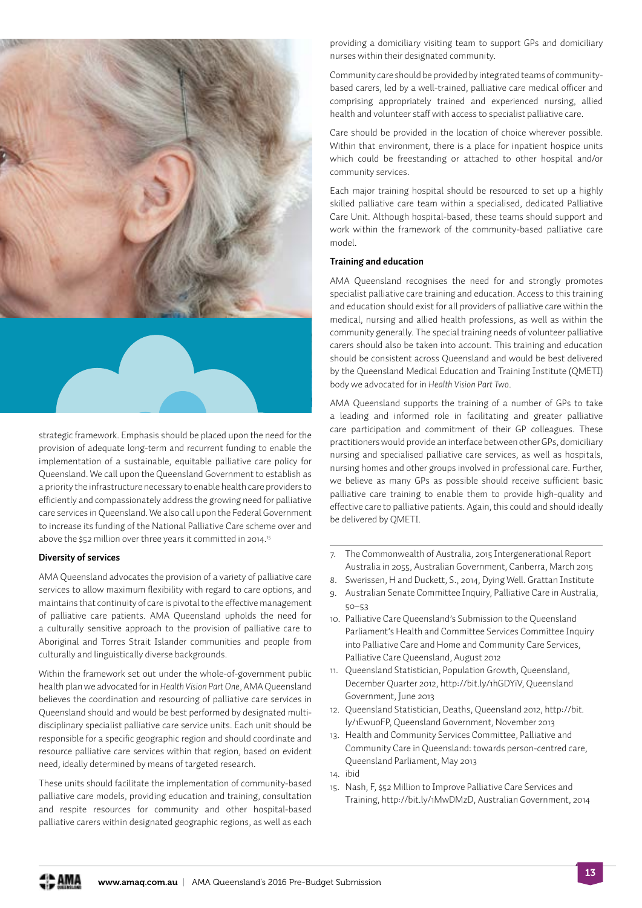strategic framework. Emphasis should be placed upon the need for the provision of adequate long-term and recurrent funding to enable the implementation of a sustainable, equitable palliative care policy for Queensland. We call upon the Queensland Government to establish as a priority the infrastructure necessary to enable health care providers to efficiently and compassionately address the growing need for palliative care services in Queensland. We also call upon the Federal Government to increase its funding of the National Palliative Care scheme over and above the $52 million over three years it committed in 2014.[15]

#### Diversity of services

AMA Queensland advocates the provision of a variety of palliative care services to allow maximum flexibility with regard to care options, and maintains that continuity of care is pivotal to the effective management of palliative care patients. AMA Queensland upholds the need for a culturally sensitive approach to the provision of palliative care to Aboriginal and Torres Strait Islander communities and people from culturally and linguistically diverse backgrounds.

Within the framework set out under the whole-of-government public health plan we advocated for in *Health Vision Part One*, AMA Queensland believes the coordination and resourcing of palliative care services in Queensland should and would be best performed by designated multi-disciplinary specialist palliative care service units. Each unit should be responsible for a specific geographic region and should coordinate and resource palliative care services within that region, based on evident need, ideally determined by means of targeted research.

These units should facilitate the implementation of community-based palliative care models, providing education and training, consultation and respite resources for community and other hospital-based palliative carers within designated geographic regions, as well as each providing a domiciliary visiting team to support GPs and domiciliary nurses within their designated community.

Community care should be provided by integrated teams of community-based carers, led by a well-trained, palliative care medical officer and comprising appropriately trained and experienced nursing, allied health and volunteer staff with access to specialist palliative care.

Care should be provided in the location of choice wherever possible. Within that environment, there is a place for inpatient hospice units which could be freestanding or attached to other hospital and/or community services.

Each major training hospital should be resourced to set up a highly skilled palliative care team within a specialised, dedicated Palliative Care Unit. Although hospital-based, these teams should support and work within the framework of the community-based palliative care model.

#### Training and education

AMA Queensland recognises the need for and strongly promotes specialist palliative care training and education. Access to this training and education should exist for all providers of palliative care within the medical, nursing and allied health professions, as well as within the community generally. The special training needs of volunteer palliative carers should also be taken into account. This training and education should be consistent across Queensland and would be best delivered by the Queensland Medical Education and Training Institute (QMETI) body we advocated for in *Health Vision Part Two*.

AMA Queensland supports the training of a number of GPs to take a leading and informed role in facilitating and greater palliative care participation and commitment of their GP colleagues. These practitioners would provide an interface between other GPs, domiciliary nursing and specialised palliative care services, as well as hospitals, nursing homes and other groups involved in professional care. Further, we believe as many GPs as possible should receive sufficient basic palliative care training to enable them to provide high-quality and effective care to palliative patients. Again, this could and should ideally be delivered by QMETI.

---

7. The Commonwealth of Australia, 2015 Intergenerational Report Australia in 2055, Australian Government, Canberra, March 2015
8. Swerissen, H and Duckett, S., 2014, Dying Well. Grattan Institute
9. Australian Senate Committee Inquiry, Palliative Care in Australia, 50–53
10. Palliative Care Queensland's Submission to the Queensland Parliament's Health and Committee Services Committee Inquiry into Palliative Care and Home and Community Care Services, Palliative Care Queensland, August 2012
11. Queensland Statistician, Population Growth, Queensland, December Quarter 2012, http://bit.ly/1hGDYiV, Queensland Government, June 2013
12. Queensland Statistician, Deaths, Queensland 2012, http://bit.ly/1EwuoFP, Queensland Government, November 2013
13. Health and Community Services Committee, Palliative and Community Care in Queensland: towards person-centred care, Queensland Parliament, May 2013
14. ibid
15. Nash, F, $52 Million to Improve Palliative Care Services and Training, http://bit.ly/1MwDMzD, Australian Government, 2014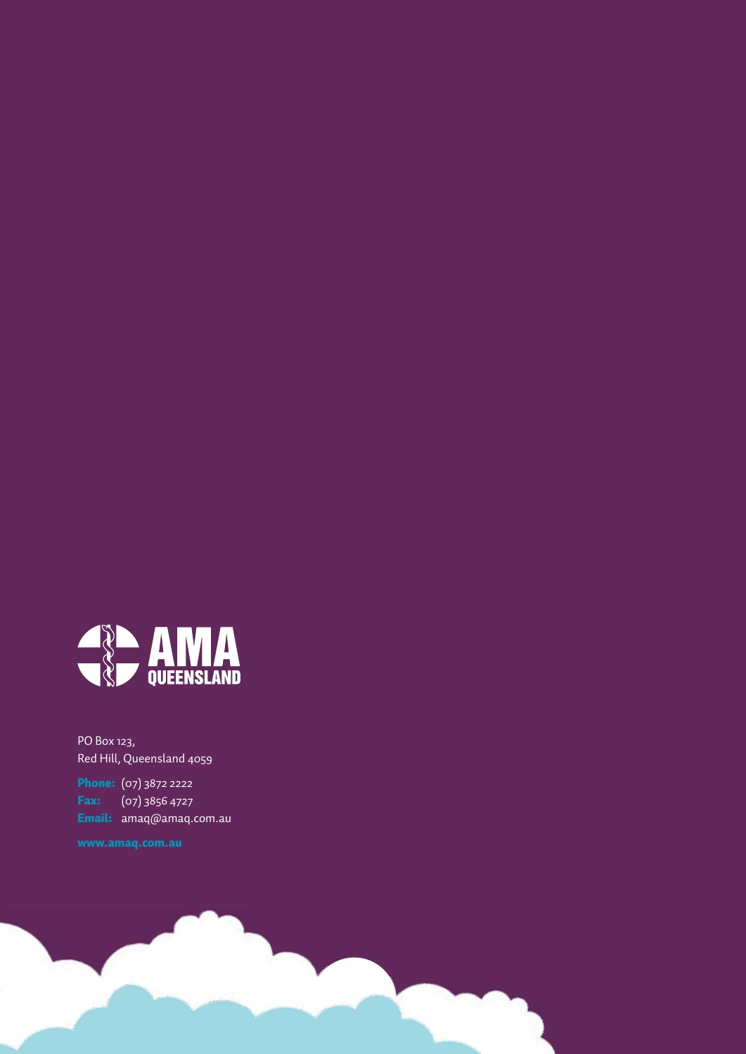AMA QUEENSLAND

PO Box 123,
Red Hill, Queensland 4059

**Phone:** (07) 3872 2222
**Fax:** (07) 3856 4727
**Email:** amaq@amaq.com.au

**www.amaq.com.au**